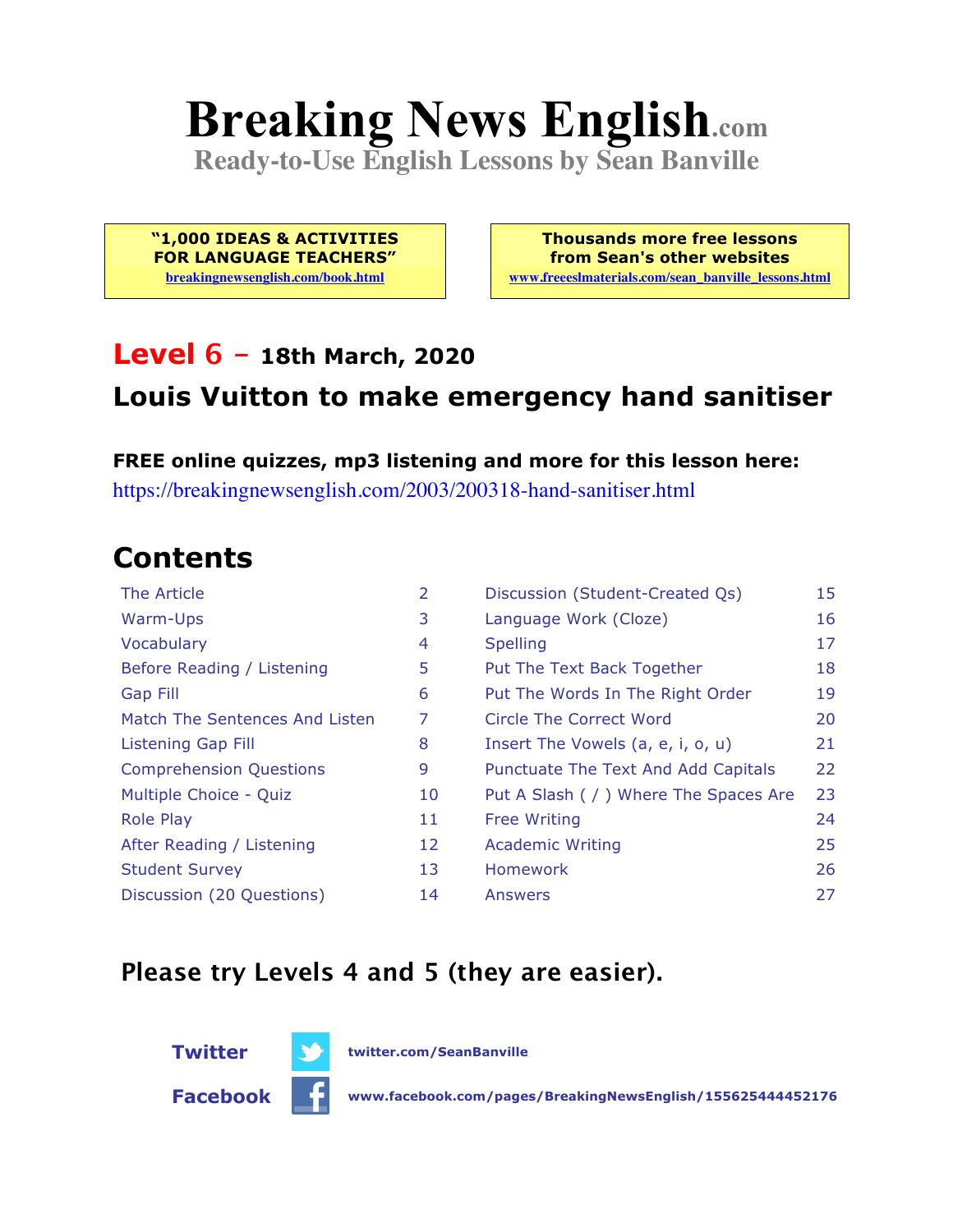# Breaking News English.com

**Ready-to-Use English Lessons by Sean Banville**

**"1,000 IDEAS & ACTIVITIES FOR LANGUAGE TEACHERS"**
breakingnewsenglish.com/book.html

**Thousands more free lessons from Sean's other websites**
www.freeeslmaterials.com/sean_banville_lessons.html

## Level 6 – 18th March, 2020

## Louis Vuitton to make emergency hand sanitiser

**FREE online quizzes, mp3 listening and more for this lesson here:**
https://breakingnewsenglish.com/2003/200318-hand-sanitiser.html

## Contents

| | | | |
|---|---|---|---|
| The Article | 2 | Discussion (Student-Created Qs) | 15 |
| Warm-Ups | 3 | Language Work (Cloze) | 16 |
| Vocabulary | 4 | Spelling | 17 |
| Before Reading / Listening | 5 | Put The Text Back Together | 18 |
| Gap Fill | 6 | Put The Words In The Right Order | 19 |
| Match The Sentences And Listen | 7 | Circle The Correct Word | 20 |
| Listening Gap Fill | 8 | Insert The Vowels (a, e, i, o, u) | 21 |
| Comprehension Questions | 9 | Punctuate The Text And Add Capitals | 22 |
| Multiple Choice - Quiz | 10 | Put A Slash ( / ) Where The Spaces Are | 23 |
| Role Play | 11 | Free Writing | 24 |
| After Reading / Listening | 12 | Academic Writing | 25 |
| Student Survey | 13 | Homework | 26 |
| Discussion (20 Questions) | 14 | Answers | 27 |

**Please try Levels 4 and 5 (they are easier).**

**Twitter** twitter.com/SeanBanville

**Facebook** www.facebook.com/pages/BreakingNewsEnglish/155625444452176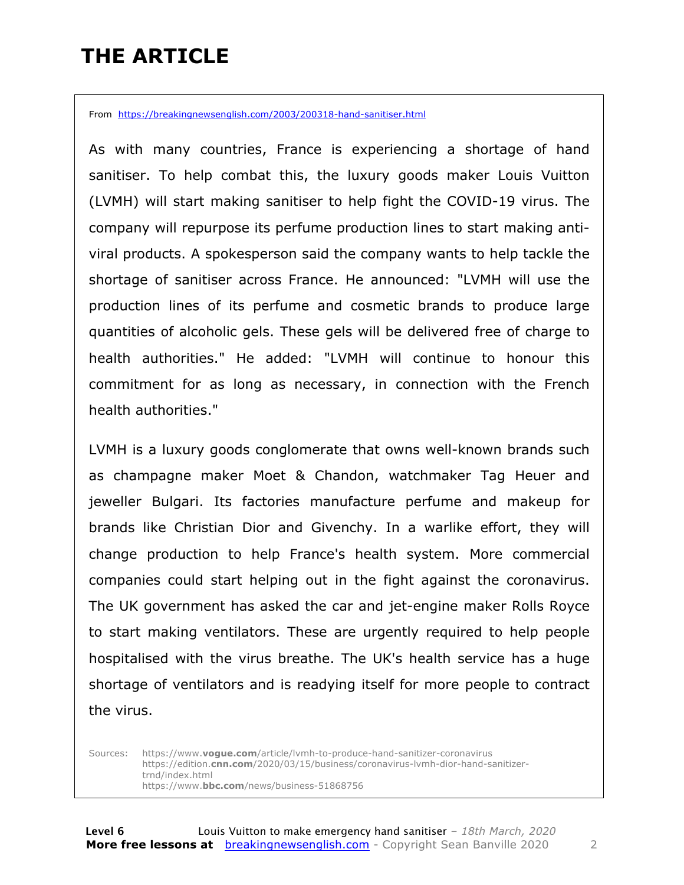# THE ARTICLE

From https://breakingnewsenglish.com/2003/200318-hand-sanitiser.html

As with many countries, France is experiencing a shortage of hand sanitiser. To help combat this, the luxury goods maker Louis Vuitton (LVMH) will start making sanitiser to help fight the COVID-19 virus. The company will repurpose its perfume production lines to start making anti-viral products. A spokesperson said the company wants to help tackle the shortage of sanitiser across France. He announced: "LVMH will use the production lines of its perfume and cosmetic brands to produce large quantities of alcoholic gels. These gels will be delivered free of charge to health authorities." He added: "LVMH will continue to honour this commitment for as long as necessary, in connection with the French health authorities."

LVMH is a luxury goods conglomerate that owns well-known brands such as champagne maker Moet & Chandon, watchmaker Tag Heuer and jeweller Bulgari. Its factories manufacture perfume and makeup for brands like Christian Dior and Givenchy. In a warlike effort, they will change production to help France's health system. More commercial companies could start helping out in the fight against the coronavirus. The UK government has asked the car and jet-engine maker Rolls Royce to start making ventilators. These are urgently required to help people hospitalised with the virus breathe. The UK's health service has a huge shortage of ventilators and is readying itself for more people to contract the virus.

Sources:
https://www.vogue.com/article/lvmh-to-produce-hand-sanitizer-coronavirus
https://edition.cnn.com/2020/03/15/business/coronavirus-lvmh-dior-hand-sanitizer-trnd/index.html
https://www.bbc.com/news/business-51868756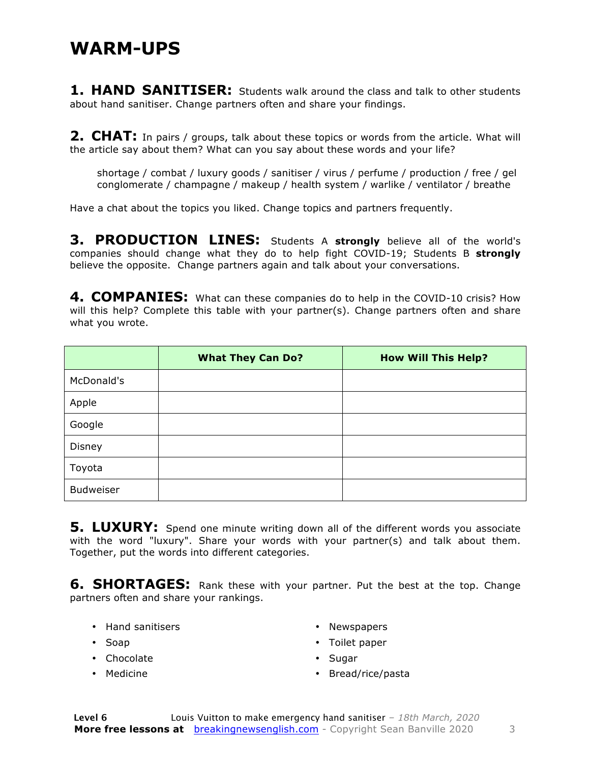# WARM-UPS

**1. HAND SANITISER:** Students walk around the class and talk to other students about hand sanitiser. Change partners often and share your findings.

**2. CHAT:** In pairs / groups, talk about these topics or words from the article. What will the article say about them? What can you say about these words and your life?

> shortage / combat / luxury goods / sanitiser / virus / perfume / production / free / gel conglomerate / champagne / makeup / health system / warlike / ventilator / breathe

Have a chat about the topics you liked. Change topics and partners frequently.

**3. PRODUCTION LINES:** Students A **strongly** believe all of the world's companies should change what they do to help fight COVID-19; Students B **strongly** believe the opposite. Change partners again and talk about your conversations.

**4. COMPANIES:** What can these companies do to help in the COVID-10 crisis? How will this help? Complete this table with your partner(s). Change partners often and share what you wrote.

| | What They Can Do? | How Will This Help? |
|---|---|---|
| McDonald's | | |
| Apple | | |
| Google | | |
| Disney | | |
| Toyota | | |
| Budweiser | | |

**5. LUXURY:** Spend one minute writing down all of the different words you associate with the word "luxury". Share your words with your partner(s) and talk about them. Together, put the words into different categories.

**6. SHORTAGES:** Rank these with your partner. Put the best at the top. Change partners often and share your rankings.

- Hand sanitisers
- Soap
- Chocolate
- Medicine
- Newspapers
- Toilet paper
- Sugar
- Bread/rice/pasta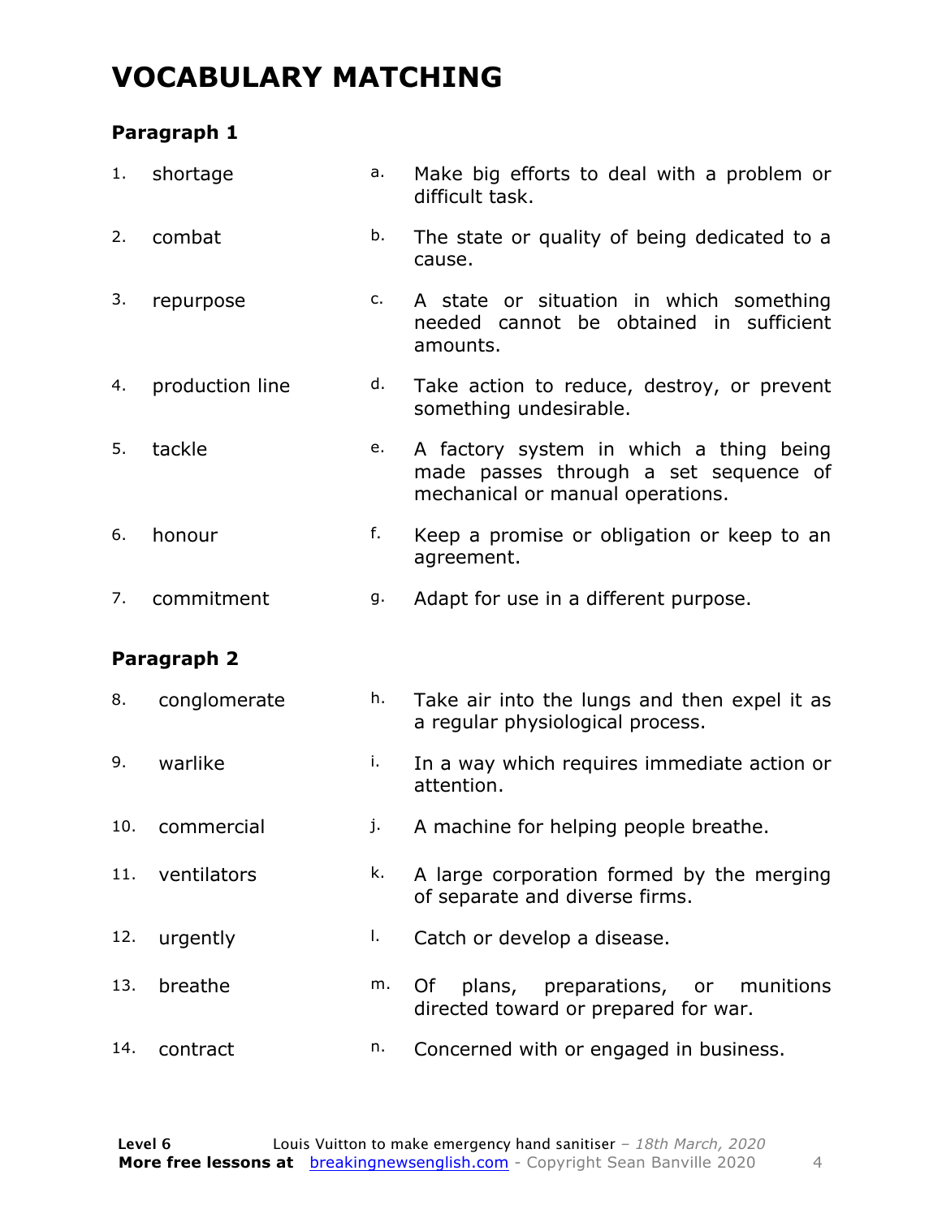# VOCABULARY MATCHING

**Paragraph 1**

| | | | |
|---|---|---|---|
| 1. | shortage | a. | Make big efforts to deal with a problem or difficult task. |
| 2. | combat | b. | The state or quality of being dedicated to a cause. |
| 3. | repurpose | c. | A state or situation in which something needed cannot be obtained in sufficient amounts. |
| 4. | production line | d. | Take action to reduce, destroy, or prevent something undesirable. |
| 5. | tackle | e. | A factory system in which a thing being made passes through a set sequence of mechanical or manual operations. |
| 6. | honour | f. | Keep a promise or obligation or keep to an agreement. |
| 7. | commitment | g. | Adapt for use in a different purpose. |

**Paragraph 2**

| | | | |
|---|---|---|---|
| 8. | conglomerate | h. | Take air into the lungs and then expel it as a regular physiological process. |
| 9. | warlike | i. | In a way which requires immediate action or attention. |
| 10. | commercial | j. | A machine for helping people breathe. |
| 11. | ventilators | k. | A large corporation formed by the merging of separate and diverse firms. |
| 12. | urgently | l. | Catch or develop a disease. |
| 13. | breathe | m. | Of plans, preparations, or munitions directed toward or prepared for war. |
| 14. | contract | n. | Concerned with or engaged in business. |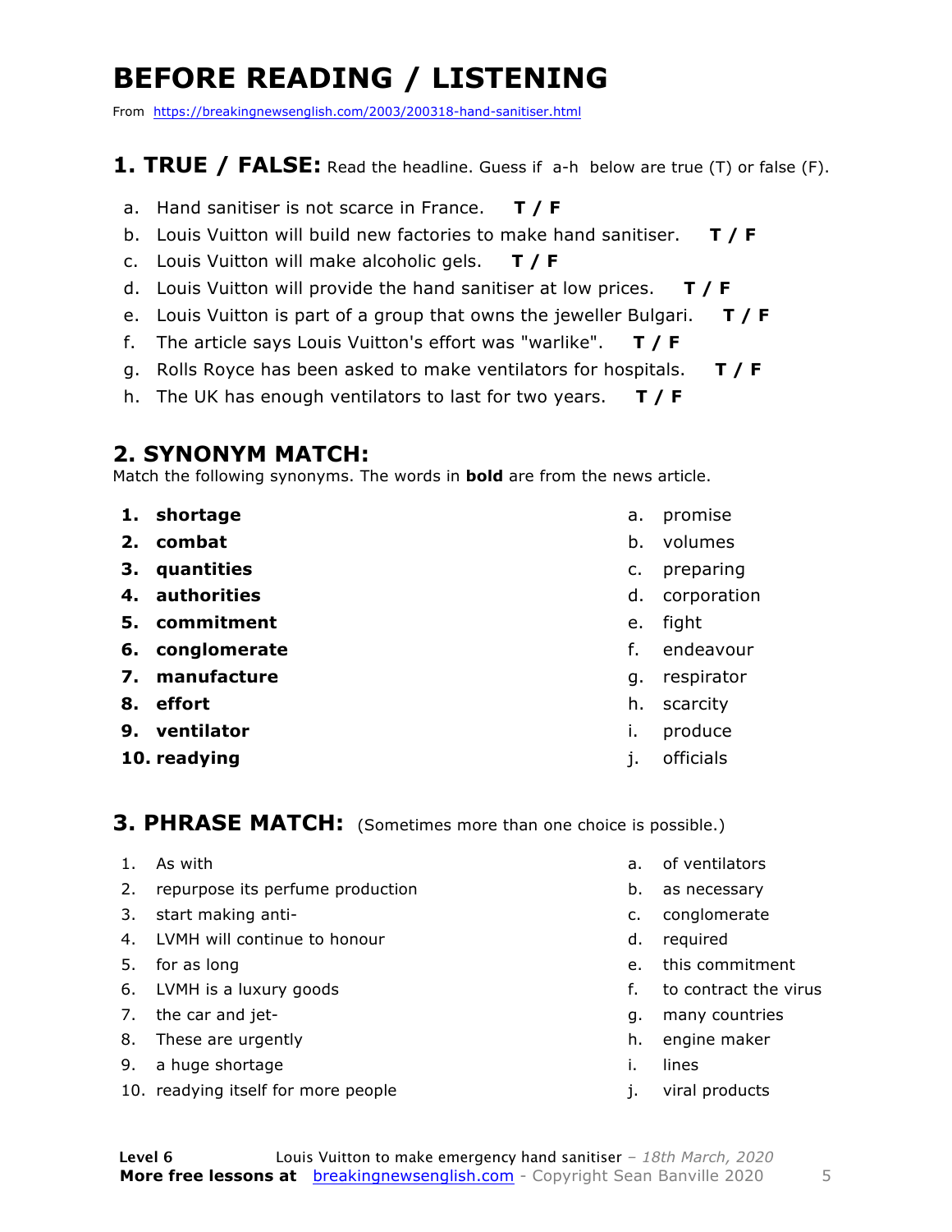# BEFORE READING / LISTENING

From https://breakingnewsenglish.com/2003/200318-hand-sanitiser.html

## 1. TRUE / FALSE: Read the headline. Guess if a-h below are true (T) or false (F).

a. Hand sanitiser is not scarce in France. **T / F**
b. Louis Vuitton will build new factories to make hand sanitiser. **T / F**
c. Louis Vuitton will make alcoholic gels. **T / F**
d. Louis Vuitton will provide the hand sanitiser at low prices. **T / F**
e. Louis Vuitton is part of a group that owns the jeweller Bulgari. **T / F**
f. The article says Louis Vuitton's effort was "warlike". **T / F**
g. Rolls Royce has been asked to make ventilators for hospitals. **T / F**
h. The UK has enough ventilators to last for two years. **T / F**

## 2. SYNONYM MATCH:

Match the following synonyms. The words in **bold** are from the news article.

| | |
|---|---|
| 1. **shortage** | a. promise |
| 2. **combat** | b. volumes |
| 3. **quantities** | c. preparing |
| 4. **authorities** | d. corporation |
| 5. **commitment** | e. fight |
| 6. **conglomerate** | f. endeavour |
| 7. **manufacture** | g. respirator |
| 8. **effort** | h. scarcity |
| 9. **ventilator** | i. produce |
| 10. **readying** | j. officials |

## 3. PHRASE MATCH: (Sometimes more than one choice is possible.)

| | |
|---|---|
| 1. As with | a. of ventilators |
| 2. repurpose its perfume production | b. as necessary |
| 3. start making anti- | c. conglomerate |
| 4. LVMH will continue to honour | d. required |
| 5. for as long | e. this commitment |
| 6. LVMH is a luxury goods | f. to contract the virus |
| 7. the car and jet- | g. many countries |
| 8. These are urgently | h. engine maker |
| 9. a huge shortage | i. lines |
| 10. readying itself for more people | j. viral products |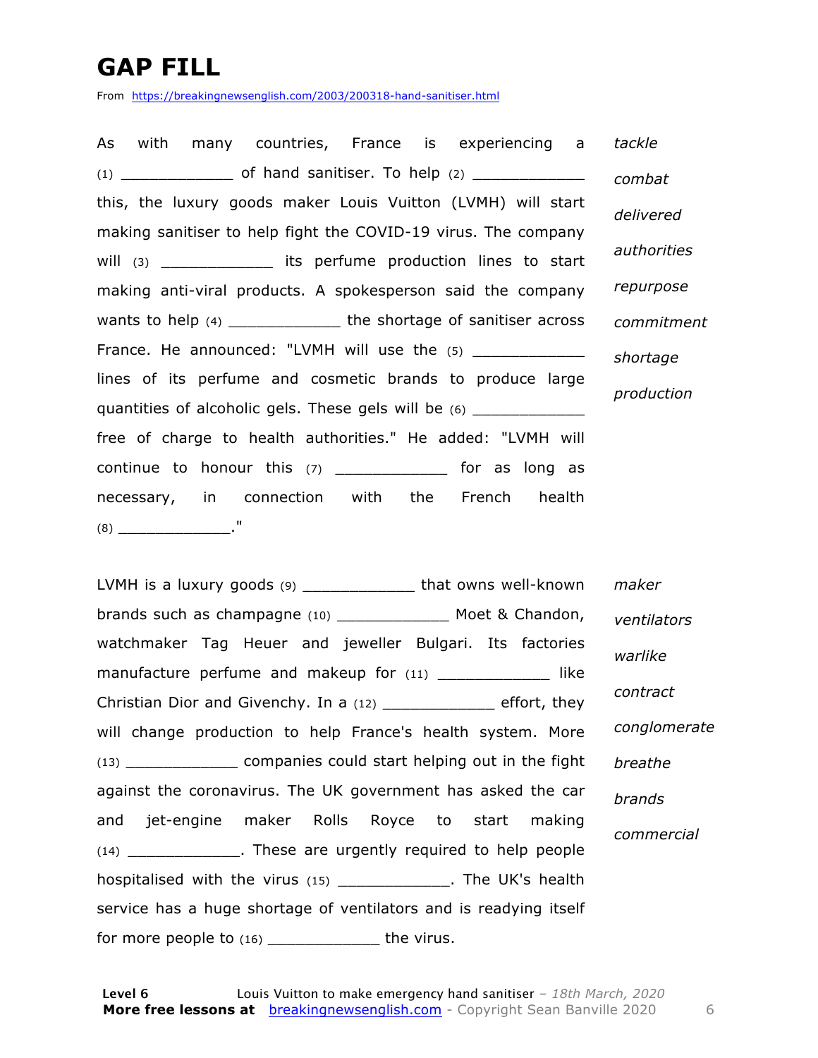# GAP FILL

From https://breakingnewsenglish.com/2003/200318-hand-sanitiser.html

As with many countries, France is experiencing a (1) ____________ of hand sanitiser. To help (2) ____________ this, the luxury goods maker Louis Vuitton (LVMH) will start making sanitiser to help fight the COVID-19 virus. The company will (3) ____________ its perfume production lines to start making anti-viral products. A spokesperson said the company wants to help (4) ____________ the shortage of sanitiser across France. He announced: "LVMH will use the (5) ____________ lines of its perfume and cosmetic brands to produce large quantities of alcoholic gels. These gels will be (6) ____________ free of charge to health authorities." He added: "LVMH will continue to honour this (7) ____________ for as long as necessary, in connection with the French health (8) ____________."

*tackle*
*combat*
*delivered*
*authorities*
*repurpose*
*commitment*
*shortage*
*production*

LVMH is a luxury goods (9) ____________ that owns well-known brands such as champagne (10) ____________ Moet & Chandon, watchmaker Tag Heuer and jeweller Bulgari. Its factories manufacture perfume and makeup for (11) ____________ like Christian Dior and Givenchy. In a (12) ____________ effort, they will change production to help France's health system. More (13) ____________ companies could start helping out in the fight against the coronavirus. The UK government has asked the car and jet-engine maker Rolls Royce to start making (14) ____________. These are urgently required to help people hospitalised with the virus (15) ____________. The UK's health service has a huge shortage of ventilators and is readying itself for more people to (16) ____________ the virus.

*maker*
*ventilators*
*warlike*
*contract*
*conglomerate*
*breathe*
*brands*
*commercial*

**Level 6** Louis Vuitton to make emergency hand sanitiser – *18th March, 2020*
**More free lessons at** breakingnewsenglish.com - Copyright Sean Banville 2020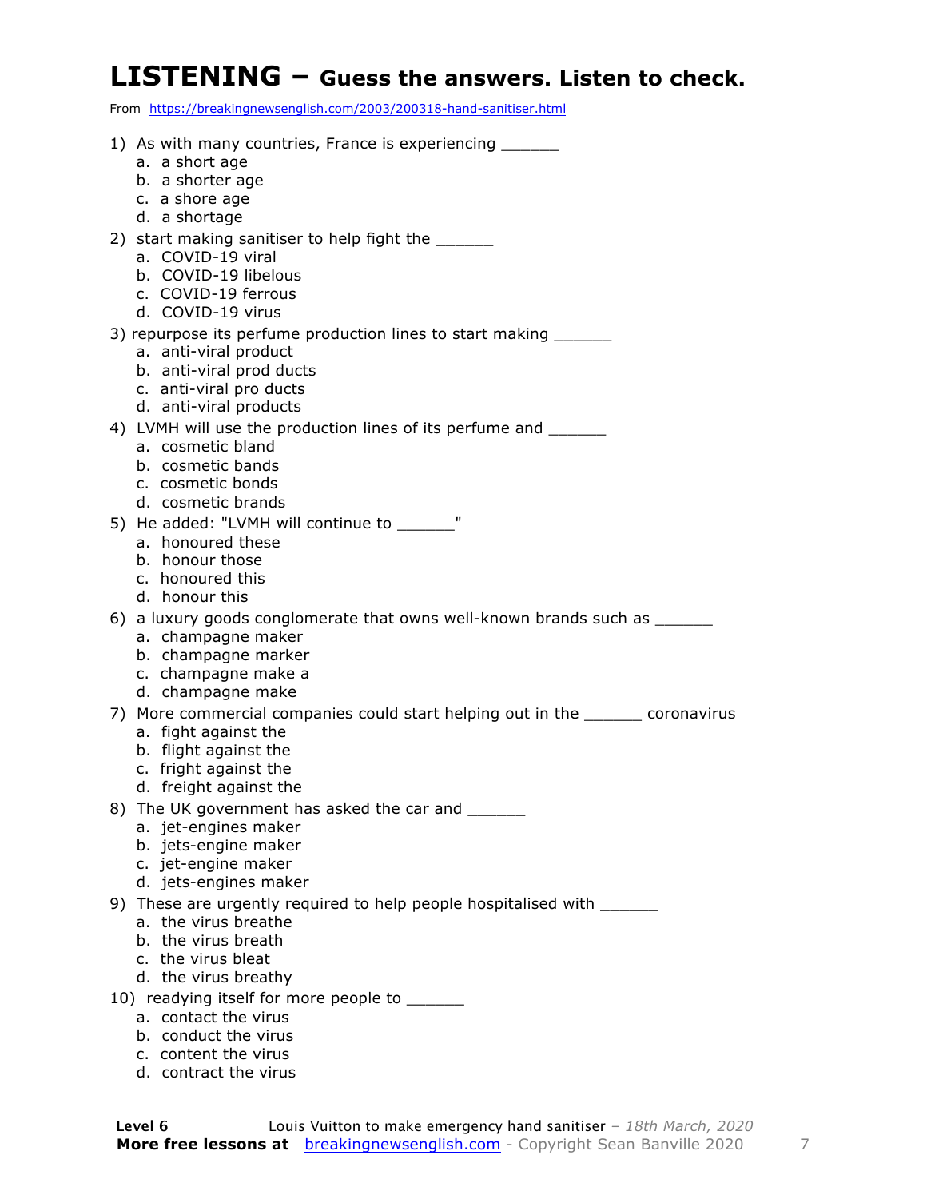# LISTENING – Guess the answers. Listen to check.

From https://breakingnewsenglish.com/2003/200318-hand-sanitiser.html

1) As with many countries, France is experiencing ______
   a. a short age
   b. a shorter age
   c. a shore age
   d. a shortage
2) start making sanitiser to help fight the ______
   a. COVID-19 viral
   b. COVID-19 libelous
   c. COVID-19 ferrous
   d. COVID-19 virus
3) repurpose its perfume production lines to start making ______
   a. anti-viral product
   b. anti-viral prod ducts
   c. anti-viral pro ducts
   d. anti-viral products
4) LVMH will use the production lines of its perfume and ______
   a. cosmetic bland
   b. cosmetic bands
   c. cosmetic bonds
   d. cosmetic brands
5) He added: "LVMH will continue to ______"
   a. honoured these
   b. honour those
   c. honoured this
   d. honour this
6) a luxury goods conglomerate that owns well-known brands such as ______
   a. champagne maker
   b. champagne marker
   c. champagne make a
   d. champagne make
7) More commercial companies could start helping out in the ______ coronavirus
   a. fight against the
   b. flight against the
   c. fright against the
   d. freight against the
8) The UK government has asked the car and ______
   a. jet-engines maker
   b. jets-engine maker
   c. jet-engine maker
   d. jets-engines maker
9) These are urgently required to help people hospitalised with ______
   a. the virus breathe
   b. the virus breath
   c. the virus bleat
   d. the virus breathy
10) readying itself for more people to ______
    a. contact the virus
    b. conduct the virus
    c. content the virus
    d. contract the virus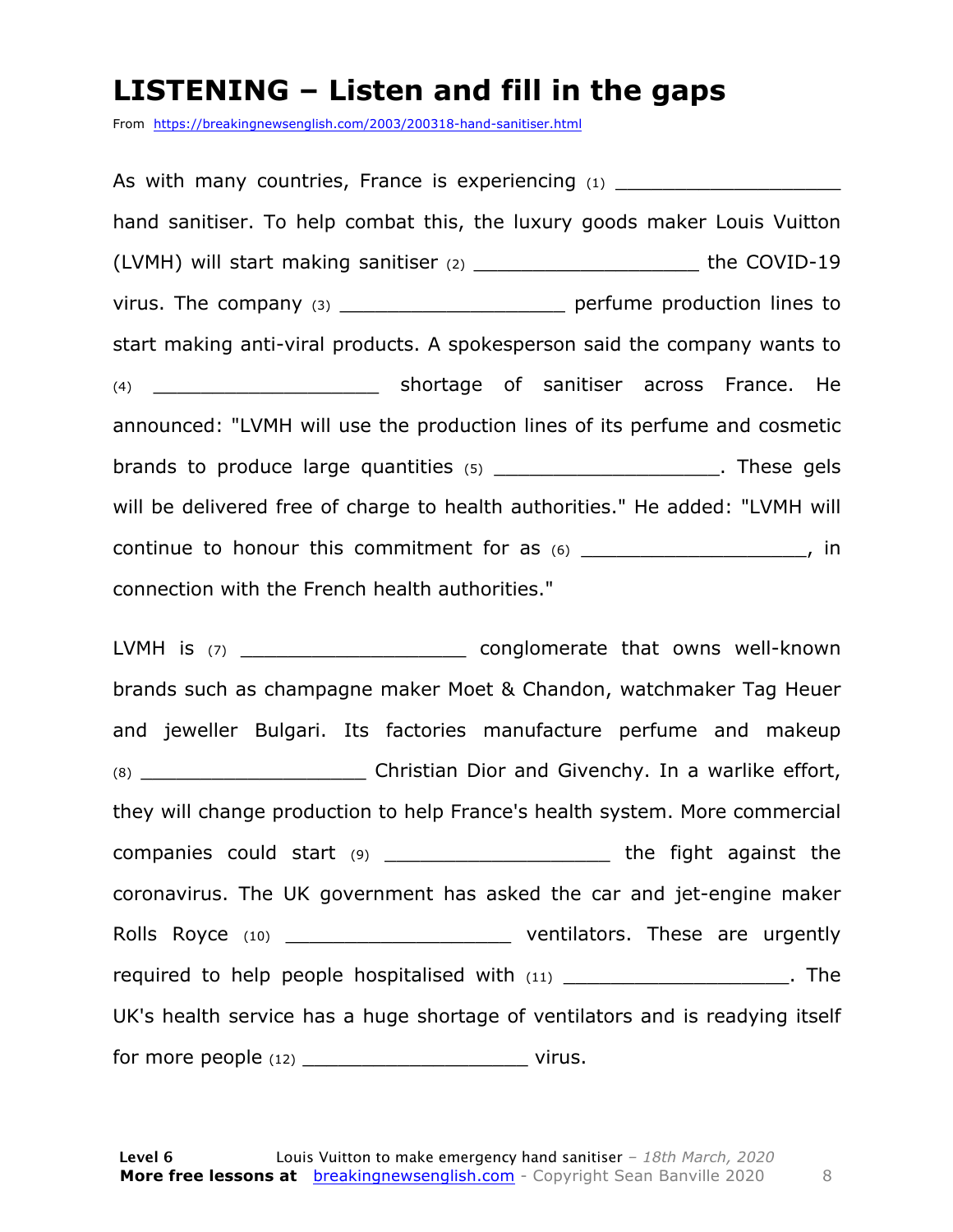# LISTENING – Listen and fill in the gaps

From https://breakingnewsenglish.com/2003/200318-hand-sanitiser.html

As with many countries, France is experiencing (1) ___________________ hand sanitiser. To help combat this, the luxury goods maker Louis Vuitton (LVMH) will start making sanitiser (2) ___________________ the COVID-19 virus. The company (3) ___________________ perfume production lines to start making anti-viral products. A spokesperson said the company wants to (4) ___________________ shortage of sanitiser across France. He announced: "LVMH will use the production lines of its perfume and cosmetic brands to produce large quantities (5) ___________________. These gels will be delivered free of charge to health authorities." He added: "LVMH will continue to honour this commitment for as (6) ___________________, in connection with the French health authorities."

LVMH is (7) ___________________ conglomerate that owns well-known brands such as champagne maker Moet & Chandon, watchmaker Tag Heuer and jeweller Bulgari. Its factories manufacture perfume and makeup (8) ___________________ Christian Dior and Givenchy. In a warlike effort, they will change production to help France's health system. More commercial companies could start (9) ___________________ the fight against the coronavirus. The UK government has asked the car and jet-engine maker Rolls Royce (10) ___________________ ventilators. These are urgently required to help people hospitalised with (11) ___________________. The UK's health service has a huge shortage of ventilators and is readying itself for more people (12) ___________________ virus.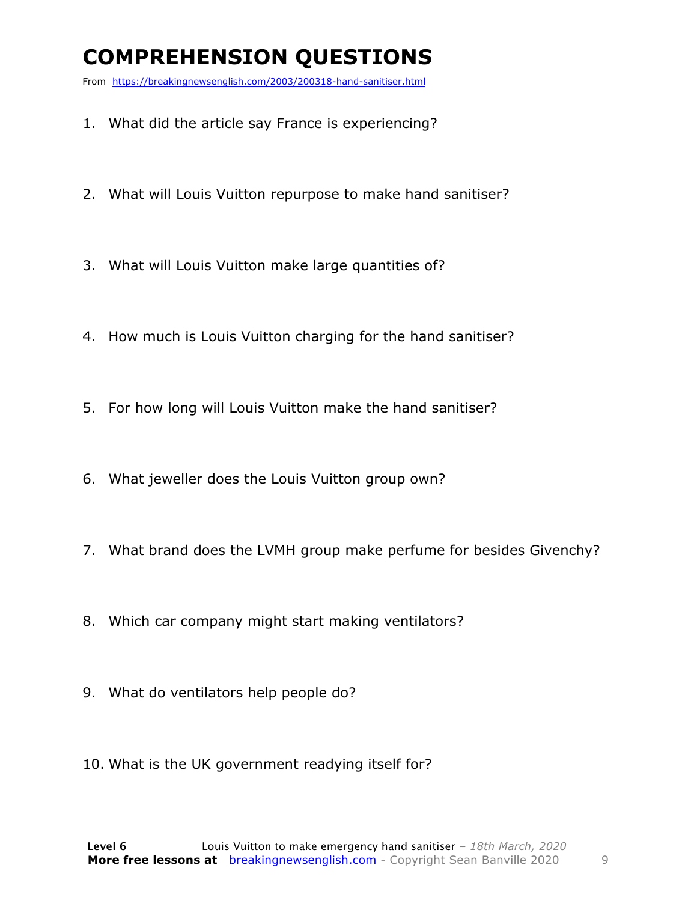# COMPREHENSION QUESTIONS

From https://breakingnewsenglish.com/2003/200318-hand-sanitiser.html

1. What did the article say France is experiencing?
2. What will Louis Vuitton repurpose to make hand sanitiser?
3. What will Louis Vuitton make large quantities of?
4. How much is Louis Vuitton charging for the hand sanitiser?
5. For how long will Louis Vuitton make the hand sanitiser?
6. What jeweller does the Louis Vuitton group own?
7. What brand does the LVMH group make perfume for besides Givenchy?
8. Which car company might start making ventilators?
9. What do ventilators help people do?
10. What is the UK government readying itself for?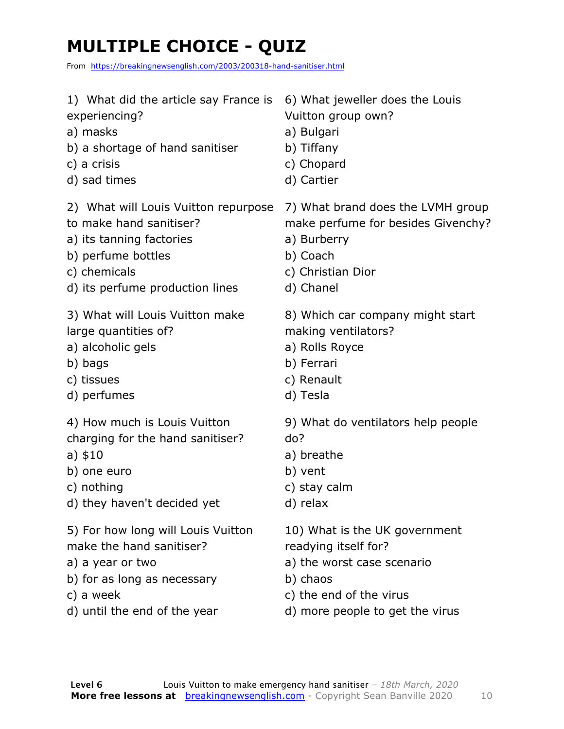# MULTIPLE CHOICE - QUIZ

From https://breakingnewsenglish.com/2003/200318-hand-sanitiser.html

1) What did the article say France is experiencing?

a) masks
b) a shortage of hand sanitiser
c) a crisis
d) sad times

2) What will Louis Vuitton repurpose to make hand sanitiser?

a) its tanning factories
b) perfume bottles
c) chemicals
d) its perfume production lines

3) What will Louis Vuitton make large quantities of?

a) alcoholic gels
b) bags
c) tissues
d) perfumes

4) How much is Louis Vuitton charging for the hand sanitiser?

a) $10
b) one euro
c) nothing
d) they haven't decided yet

5) For how long will Louis Vuitton make the hand sanitiser?

a) a year or two
b) for as long as necessary
c) a week
d) until the end of the year

6) What jeweller does the Louis Vuitton group own?

a) Bulgari
b) Tiffany
c) Chopard
d) Cartier

7) What brand does the LVMH group make perfume for besides Givenchy?

a) Burberry
b) Coach
c) Christian Dior
d) Chanel

8) Which car company might start making ventilators?

a) Rolls Royce
b) Ferrari
c) Renault
d) Tesla

9) What do ventilators help people do?

a) breathe
b) vent
c) stay calm
d) relax

10) What is the UK government readying itself for?

a) the worst case scenario
b) chaos
c) the end of the virus
d) more people to get the virus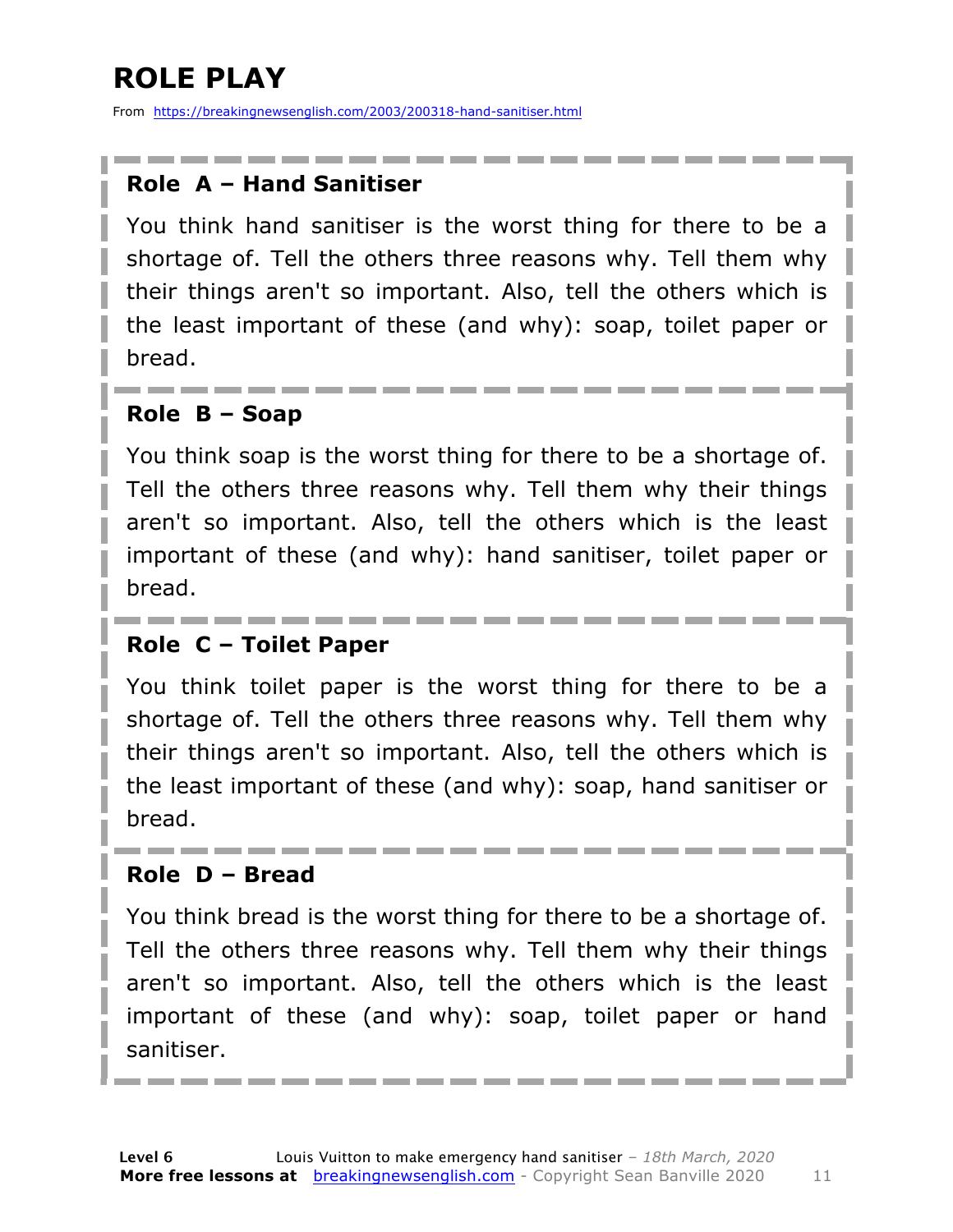# ROLE PLAY

From https://breakingnewsenglish.com/2003/200318-hand-sanitiser.html

### Role A – Hand Sanitiser

You think hand sanitiser is the worst thing for there to be a shortage of. Tell the others three reasons why. Tell them why their things aren't so important. Also, tell the others which is the least important of these (and why): soap, toilet paper or bread.

### Role B – Soap

You think soap is the worst thing for there to be a shortage of. Tell the others three reasons why. Tell them why their things aren't so important. Also, tell the others which is the least important of these (and why): hand sanitiser, toilet paper or bread.

### Role C – Toilet Paper

You think toilet paper is the worst thing for there to be a shortage of. Tell the others three reasons why. Tell them why their things aren't so important. Also, tell the others which is the least important of these (and why): soap, hand sanitiser or bread.

### Role D – Bread

You think bread is the worst thing for there to be a shortage of. Tell the others three reasons why. Tell them why their things aren't so important. Also, tell the others which is the least important of these (and why): soap, toilet paper or hand sanitiser.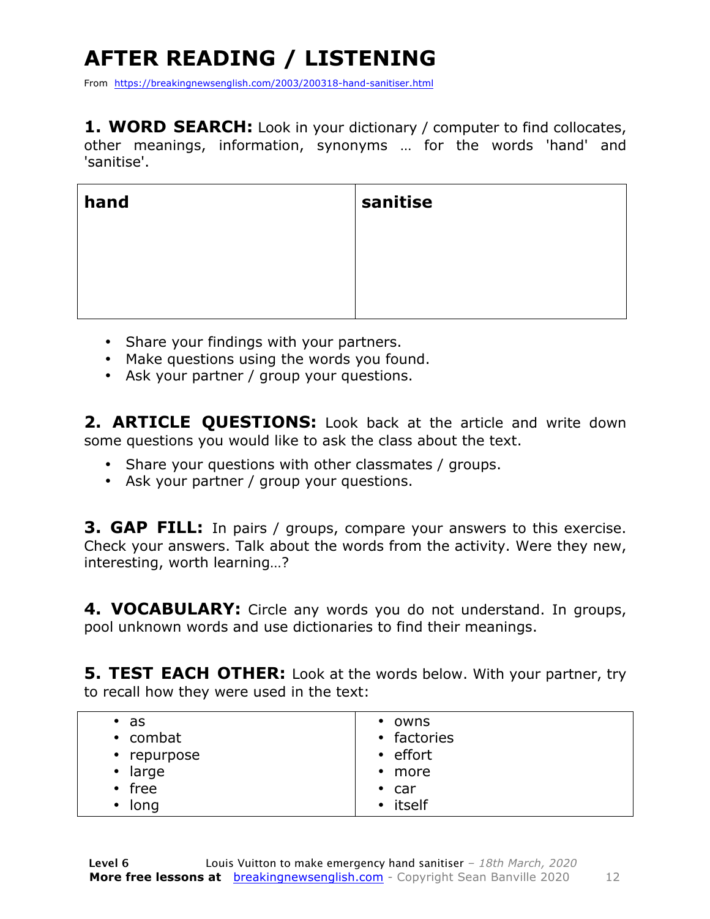# AFTER READING / LISTENING

From https://breakingnewsenglish.com/2003/200318-hand-sanitiser.html

**1. WORD SEARCH:** Look in your dictionary / computer to find collocates, other meanings, information, synonyms … for the words 'hand' and 'sanitise'.

| **hand** | **sanitise** |
|---|---|
| | |

- Share your findings with your partners.
- Make questions using the words you found.
- Ask your partner / group your questions.

**2. ARTICLE QUESTIONS:** Look back at the article and write down some questions you would like to ask the class about the text.

- Share your questions with other classmates / groups.
- Ask your partner / group your questions.

**3. GAP FILL:** In pairs / groups, compare your answers to this exercise. Check your answers. Talk about the words from the activity. Were they new, interesting, worth learning…?

**4. VOCABULARY:** Circle any words you do not understand. In groups, pool unknown words and use dictionaries to find their meanings.

**5. TEST EACH OTHER:** Look at the words below. With your partner, try to recall how they were used in the text:

| | |
|---|---|
| • as<br>• combat<br>• repurpose<br>• large<br>• free<br>• long | • owns<br>• factories<br>• effort<br>• more<br>• car<br>• itself |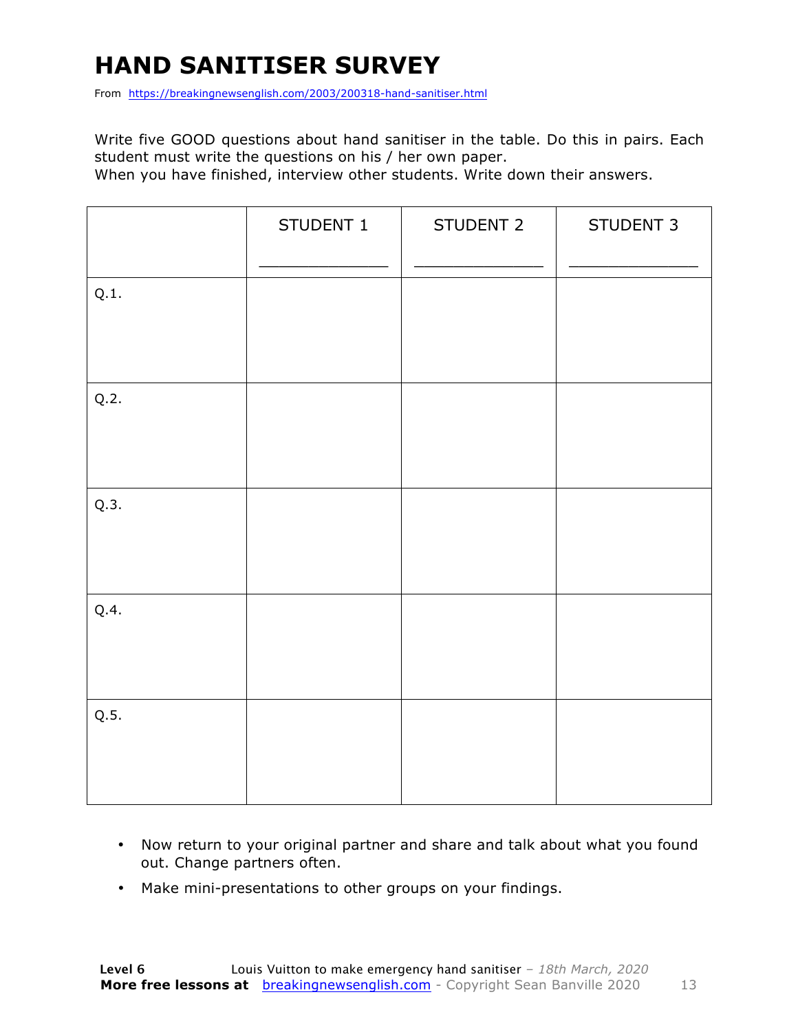# HAND SANITISER SURVEY

From https://breakingnewsenglish.com/2003/200318-hand-sanitiser.html

Write five GOOD questions about hand sanitiser in the table. Do this in pairs. Each student must write the questions on his / her own paper.
When you have finished, interview other students. Write down their answers.

| | STUDENT 1<br>_____________ | STUDENT 2<br>_____________ | STUDENT 3<br>_____________ |
|---|---|---|---|
| Q.1. | | | |
| Q.2. | | | |
| Q.3. | | | |
| Q.4. | | | |
| Q.5. | | | |

- Now return to your original partner and share and talk about what you found out. Change partners often.
- Make mini-presentations to other groups on your findings.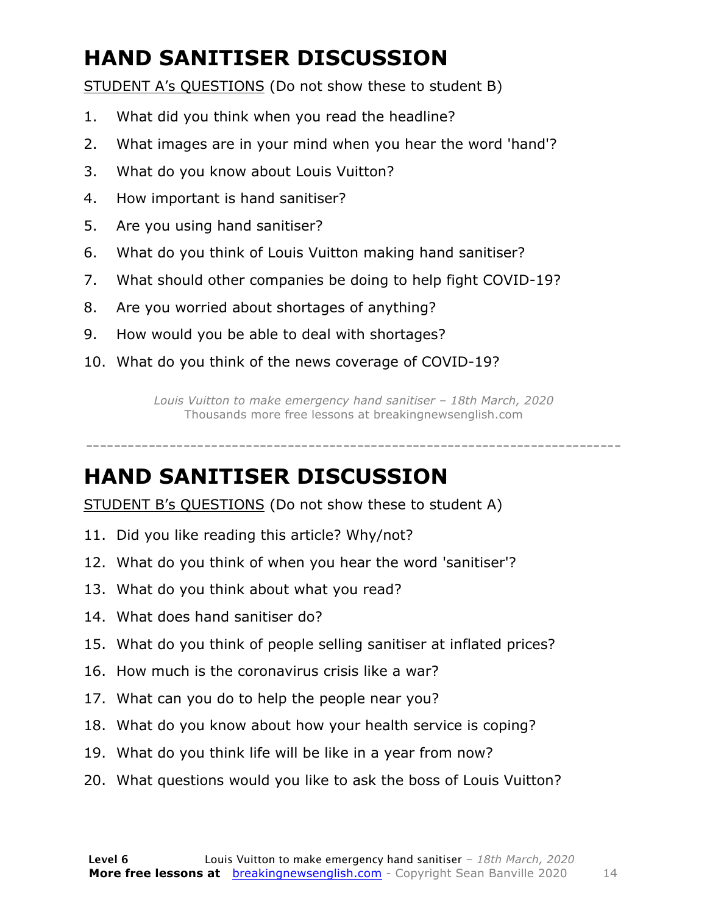# HAND SANITISER DISCUSSION

STUDENT A's QUESTIONS (Do not show these to student B)

1. What did you think when you read the headline?
2. What images are in your mind when you hear the word 'hand'?
3. What do you know about Louis Vuitton?
4. How important is hand sanitiser?
5. Are you using hand sanitiser?
6. What do you think of Louis Vuitton making hand sanitiser?
7. What should other companies be doing to help fight COVID-19?
8. Are you worried about shortages of anything?
9. How would you be able to deal with shortages?
10. What do you think of the news coverage of COVID-19?

*Louis Vuitton to make emergency hand sanitiser – 18th March, 2020*
Thousands more free lessons at breakingnewsenglish.com

---

# HAND SANITISER DISCUSSION

STUDENT B's QUESTIONS (Do not show these to student A)

11. Did you like reading this article? Why/not?
12. What do you think of when you hear the word 'sanitiser'?
13. What do you think about what you read?
14. What does hand sanitiser do?
15. What do you think of people selling sanitiser at inflated prices?
16. How much is the coronavirus crisis like a war?
17. What can you do to help the people near you?
18. What do you know about how your health service is coping?
19. What do you think life will be like in a year from now?
20. What questions would you like to ask the boss of Louis Vuitton?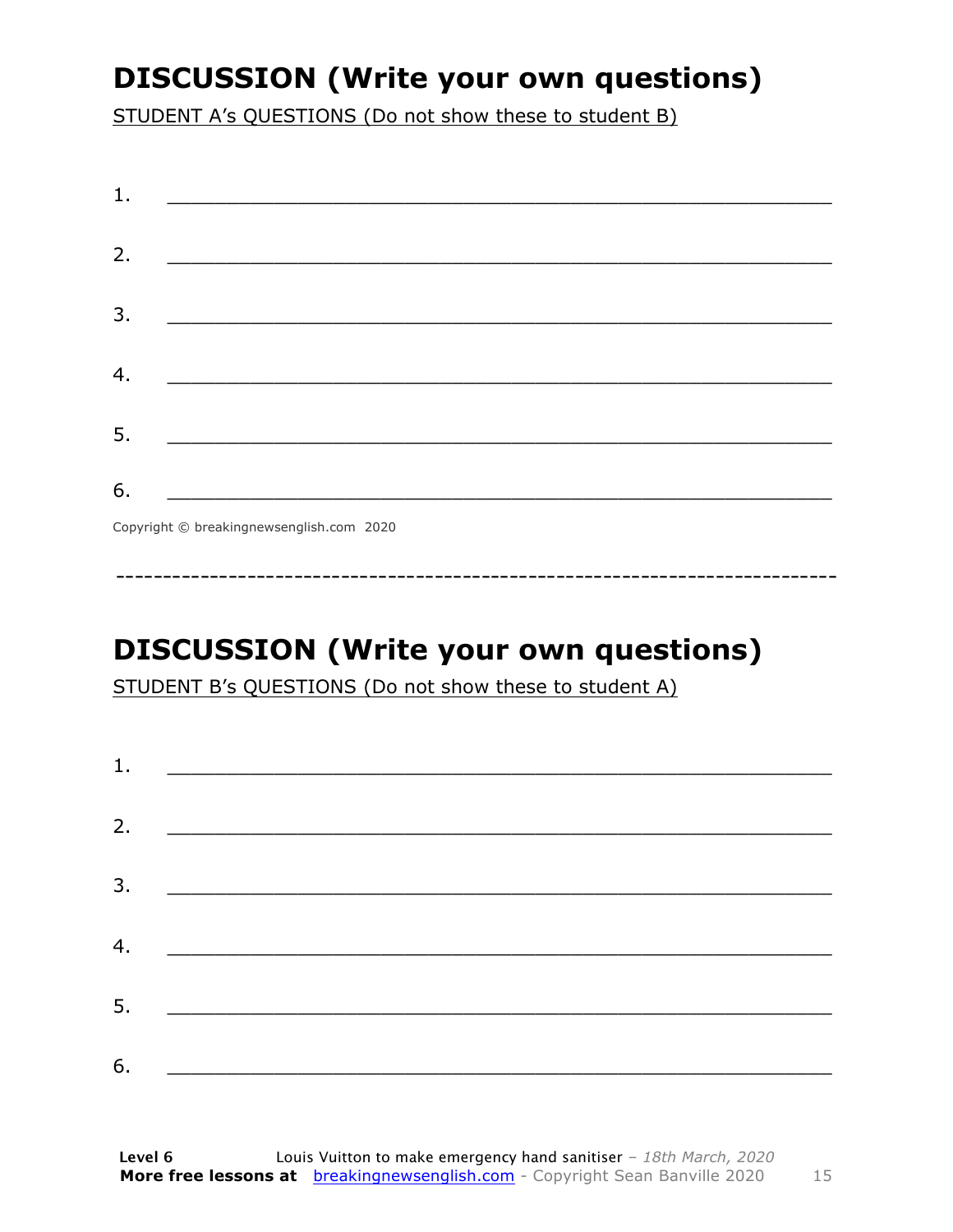## DISCUSSION (Write your own questions)

STUDENT A's QUESTIONS (Do not show these to student B)

1. ___________________________________________________________

2. ___________________________________________________________

3. ___________________________________________________________

4. ___________________________________________________________

5. ___________________________________________________________

6. ___________________________________________________________

Copyright © breakingnewsenglish.com 2020

---

## DISCUSSION (Write your own questions)

STUDENT B's QUESTIONS (Do not show these to student A)

1. ___________________________________________________________

2. ___________________________________________________________

3. ___________________________________________________________

4. ___________________________________________________________

5. ___________________________________________________________

6. ___________________________________________________________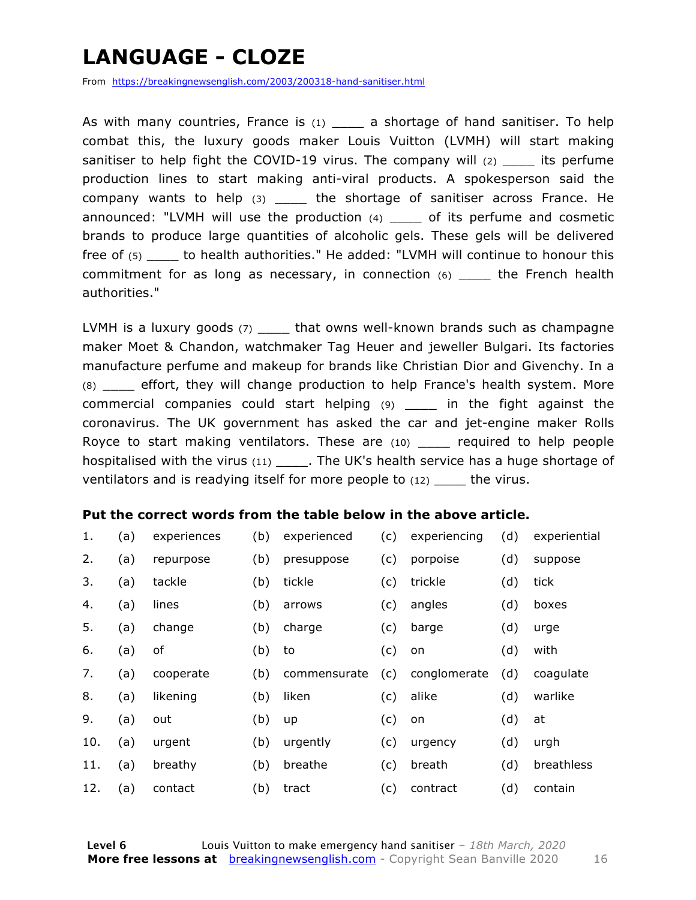# LANGUAGE - CLOZE

From https://breakingnewsenglish.com/2003/200318-hand-sanitiser.html

As with many countries, France is (1) ____ a shortage of hand sanitiser. To help combat this, the luxury goods maker Louis Vuitton (LVMH) will start making sanitiser to help fight the COVID-19 virus. The company will (2) ____ its perfume production lines to start making anti-viral products. A spokesperson said the company wants to help (3) ____ the shortage of sanitiser across France. He announced: "LVMH will use the production (4) ____ of its perfume and cosmetic brands to produce large quantities of alcoholic gels. These gels will be delivered free of (5) ____ to health authorities." He added: "LVMH will continue to honour this commitment for as long as necessary, in connection (6) ____ the French health authorities."

LVMH is a luxury goods (7) ____ that owns well-known brands such as champagne maker Moet & Chandon, watchmaker Tag Heuer and jeweller Bulgari. Its factories manufacture perfume and makeup for brands like Christian Dior and Givenchy. In a (8) ____ effort, they will change production to help France's health system. More commercial companies could start helping (9) ____ in the fight against the coronavirus. The UK government has asked the car and jet-engine maker Rolls Royce to start making ventilators. These are (10) ____ required to help people hospitalised with the virus (11) ____. The UK's health service has a huge shortage of ventilators and is readying itself for more people to (12) ____ the virus.

**Put the correct words from the table below in the above article.**

| | | | | | | | | |
|---|---|---|---|---|---|---|---|---|
| 1. | (a) | experiences | (b) | experienced | (c) | experiencing | (d) | experiential |
| 2. | (a) | repurpose | (b) | presuppose | (c) | porpoise | (d) | suppose |
| 3. | (a) | tackle | (b) | tickle | (c) | trickle | (d) | tick |
| 4. | (a) | lines | (b) | arrows | (c) | angles | (d) | boxes |
| 5. | (a) | change | (b) | charge | (c) | barge | (d) | urge |
| 6. | (a) | of | (b) | to | (c) | on | (d) | with |
| 7. | (a) | cooperate | (b) | commensurate | (c) | conglomerate | (d) | coagulate |
| 8. | (a) | likening | (b) | liken | (c) | alike | (d) | warlike |
| 9. | (a) | out | (b) | up | (c) | on | (d) | at |
| 10. | (a) | urgent | (b) | urgently | (c) | urgency | (d) | urgh |
| 11. | (a) | breathy | (b) | breathe | (c) | breath | (d) | breathless |
| 12. | (a) | contact | (b) | tract | (c) | contract | (d) | contain |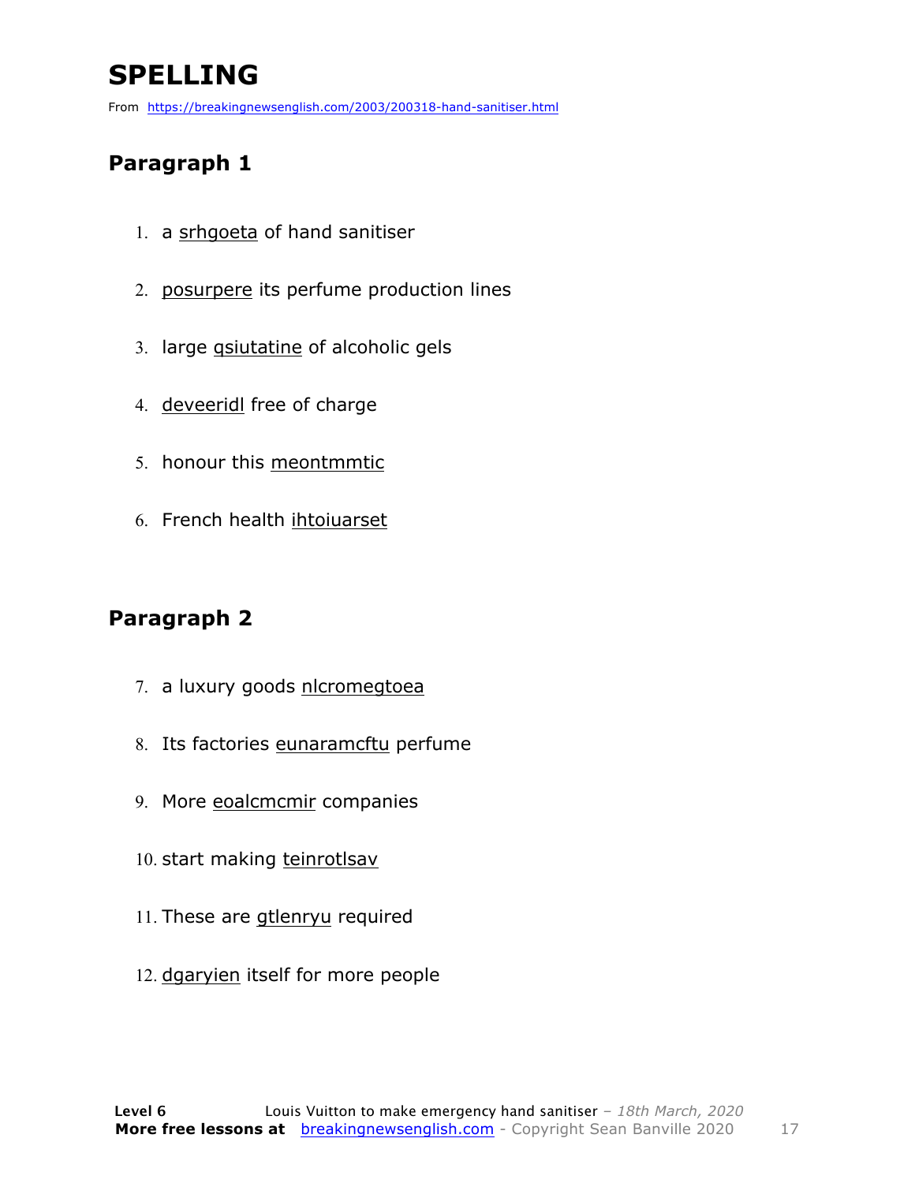# SPELLING

From https://breakingnewsenglish.com/2003/200318-hand-sanitiser.html

## Paragraph 1

1. a srhgoeta of hand sanitiser
2. posurpere its perfume production lines
3. large qsiutatine of alcoholic gels
4. deveeridl free of charge
5. honour this meontmmtic
6. French health ihtoiuarset

## Paragraph 2

7. a luxury goods nlcromegtoea
8. Its factories eunaramcftu perfume
9. More eoalcmcmir companies
10. start making teinrotlsav
11. These are gtlenryu required
12. dgaryien itself for more people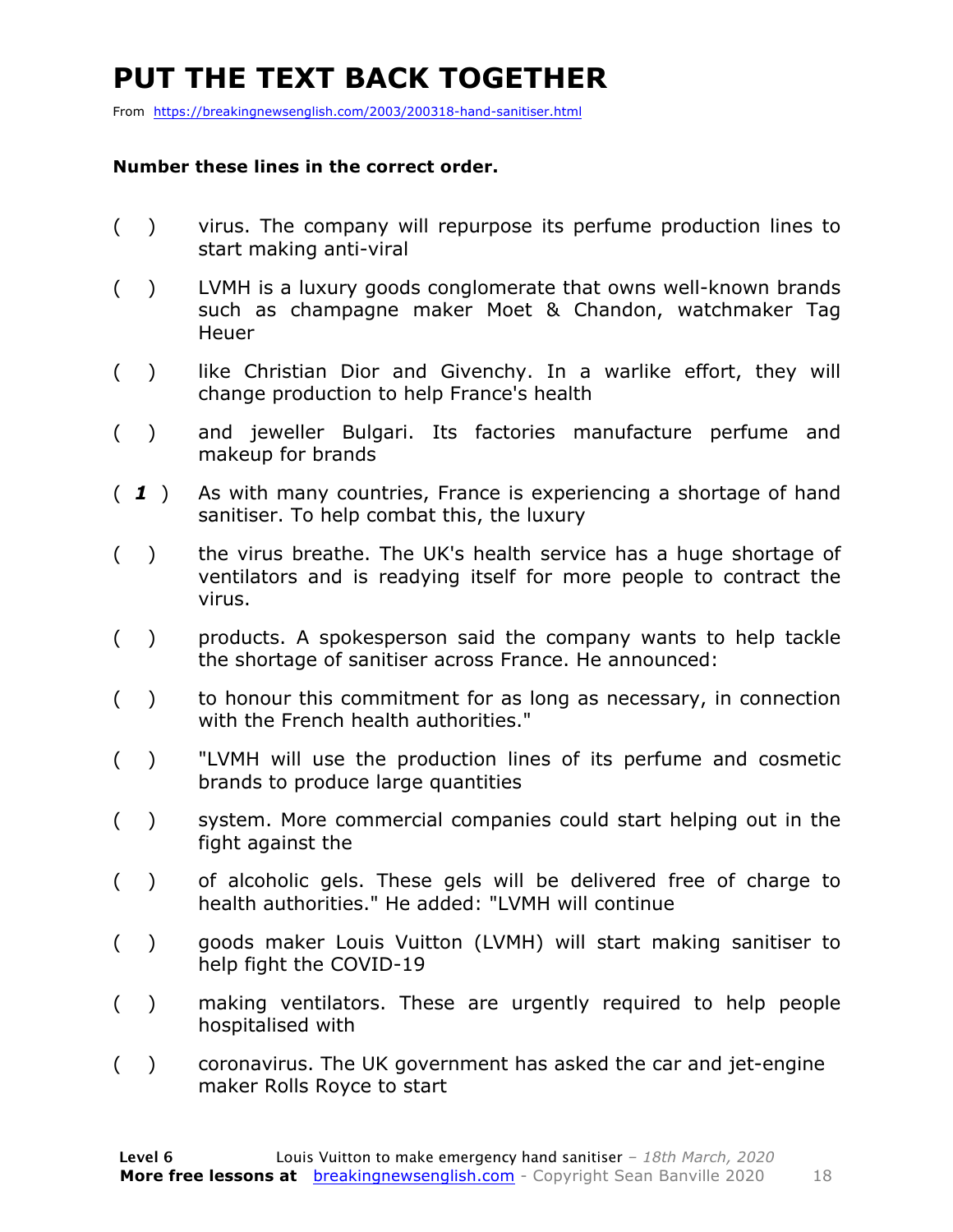# PUT THE TEXT BACK TOGETHER

From https://breakingnewsenglish.com/2003/200318-hand-sanitiser.html

**Number these lines in the correct order.**

- (   ) virus. The company will repurpose its perfume production lines to start making anti-viral
- (   ) LVMH is a luxury goods conglomerate that owns well-known brands such as champagne maker Moet & Chandon, watchmaker Tag Heuer
- (   ) like Christian Dior and Givenchy. In a warlike effort, they will change production to help France's health
- (   ) and jeweller Bulgari. Its factories manufacture perfume and makeup for brands
- ( ***1*** ) As with many countries, France is experiencing a shortage of hand sanitiser. To help combat this, the luxury
- (   ) the virus breathe. The UK's health service has a huge shortage of ventilators and is readying itself for more people to contract the virus.
- (   ) products. A spokesperson said the company wants to help tackle the shortage of sanitiser across France. He announced:
- (   ) to honour this commitment for as long as necessary, in connection with the French health authorities."
- (   ) "LVMH will use the production lines of its perfume and cosmetic brands to produce large quantities
- (   ) system. More commercial companies could start helping out in the fight against the
- (   ) of alcoholic gels. These gels will be delivered free of charge to health authorities." He added: "LVMH will continue
- (   ) goods maker Louis Vuitton (LVMH) will start making sanitiser to help fight the COVID-19
- (   ) making ventilators. These are urgently required to help people hospitalised with
- (   ) coronavirus. The UK government has asked the car and jet-engine maker Rolls Royce to start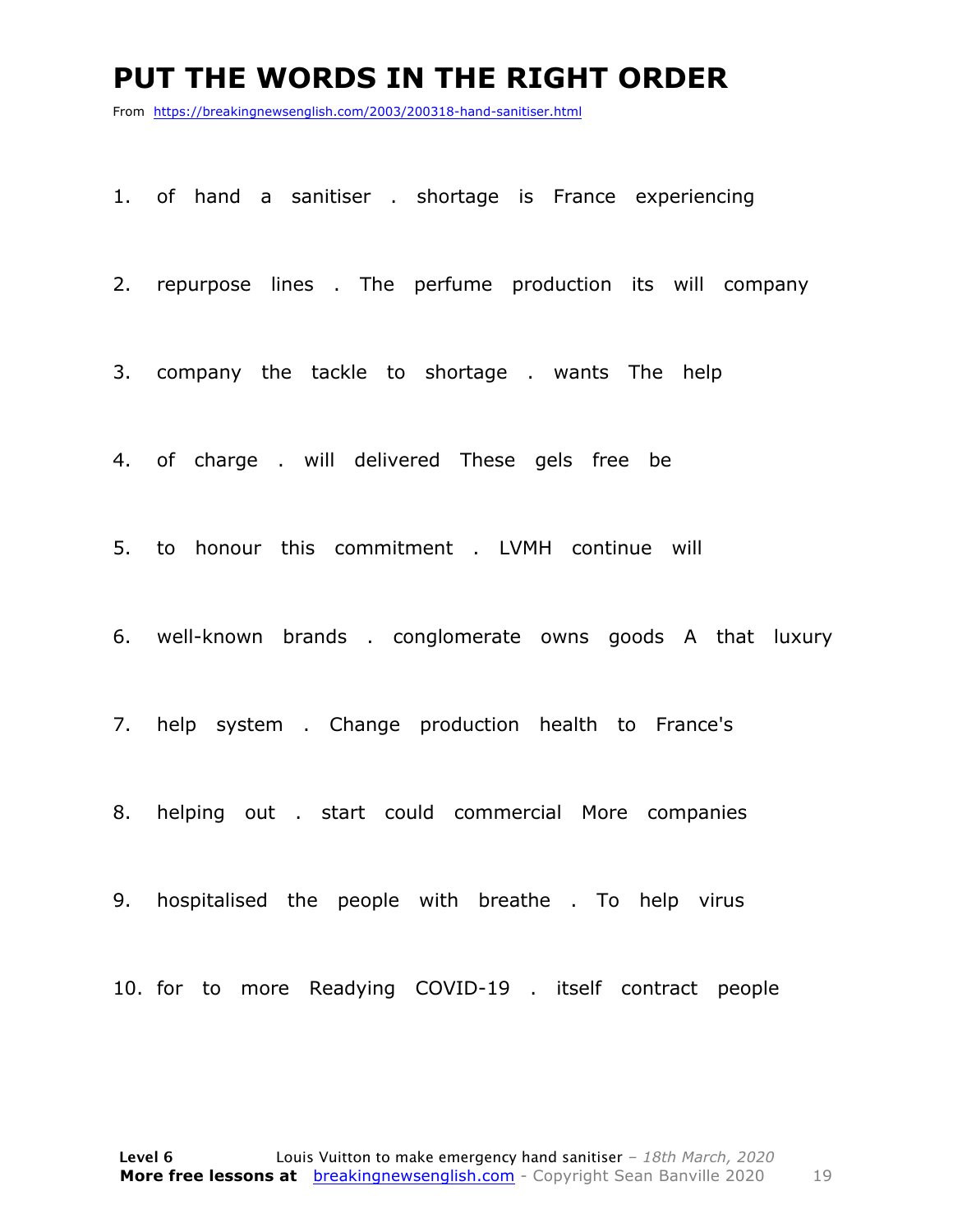# PUT THE WORDS IN THE RIGHT ORDER

From https://breakingnewsenglish.com/2003/200318-hand-sanitiser.html

1. of hand a sanitiser . shortage is France experiencing

2. repurpose lines . The perfume production its will company

3. company the tackle to shortage . wants The help

4. of charge . will delivered These gels free be

5. to honour this commitment . LVMH continue will

6. well-known brands . conglomerate owns goods A that luxury

7. help system . Change production health to France's

8. helping out . start could commercial More companies

9. hospitalised the people with breathe . To help virus

10. for to more Readying COVID-19 . itself contract people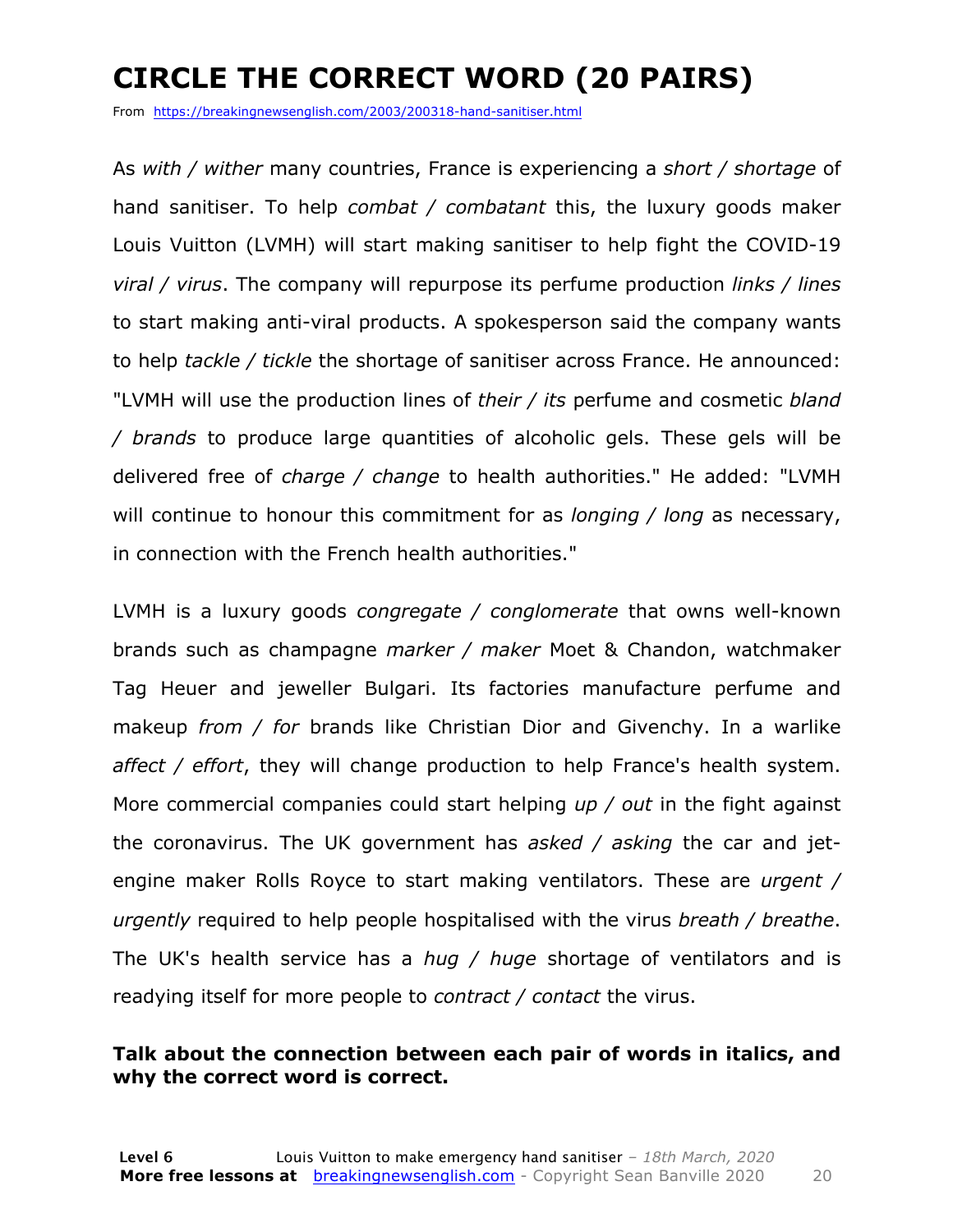# CIRCLE THE CORRECT WORD (20 PAIRS)

From https://breakingnewsenglish.com/2003/200318-hand-sanitiser.html

As *with / wither* many countries, France is experiencing a *short / shortage* of hand sanitiser. To help *combat / combatant* this, the luxury goods maker Louis Vuitton (LVMH) will start making sanitiser to help fight the COVID-19 *viral / virus*. The company will repurpose its perfume production *links / lines* to start making anti-viral products. A spokesperson said the company wants to help *tackle / tickle* the shortage of sanitiser across France. He announced: "LVMH will use the production lines of *their / its* perfume and cosmetic *bland / brands* to produce large quantities of alcoholic gels. These gels will be delivered free of *charge / change* to health authorities." He added: "LVMH will continue to honour this commitment for as *longing / long* as necessary, in connection with the French health authorities."

LVMH is a luxury goods *congregate / conglomerate* that owns well-known brands such as champagne *marker / maker* Moet & Chandon, watchmaker Tag Heuer and jeweller Bulgari. Its factories manufacture perfume and makeup *from / for* brands like Christian Dior and Givenchy. In a warlike *affect / effort*, they will change production to help France's health system. More commercial companies could start helping *up / out* in the fight against the coronavirus. The UK government has *asked / asking* the car and jet-engine maker Rolls Royce to start making ventilators. These are *urgent / urgently* required to help people hospitalised with the virus *breath / breathe*. The UK's health service has a *hug / huge* shortage of ventilators and is readying itself for more people to *contract / contact* the virus.

**Talk about the connection between each pair of words in italics, and why the correct word is correct.**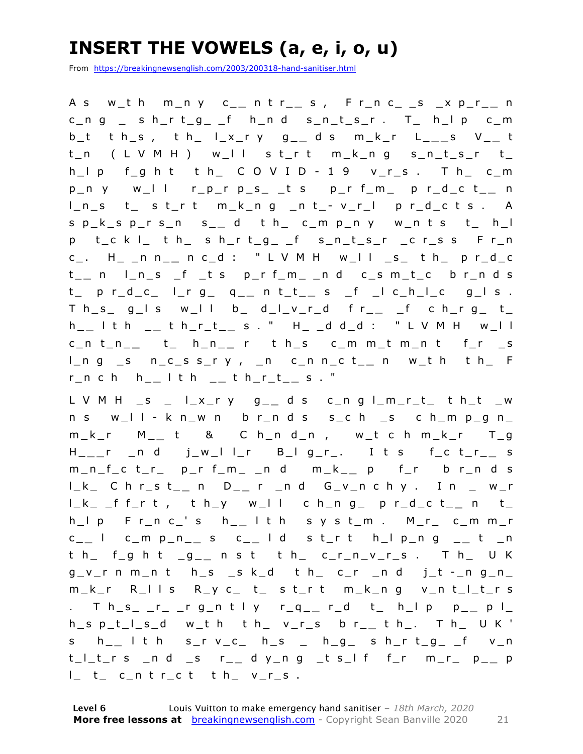# INSERT THE VOWELS (a, e, i, o, u)

From https://breakingnewsenglish.com/2003/200318-hand-sanitiser.html

A s w_t h m_n y c_ _ n t r_ _ s , F r_n c_ _s _x p_r_ _ n c_n g _ s h_r t_g_ _f h_n d s_n_t_s_r . T_ h_l p c_m b_t t h_s , t h_ l_x_r y g_ _ d s m_k_r L_ _ _s V_ _ t t_n ( L V M H ) w_l l s t_r t m_k_n g s_n_t_s_r t_ h_l p f_g h t t h_ C O V I D - 1 9 v_r_s . T h_ c_m p_n y w_l l r_p_r p_s_ _t s p_r f_m_ p r_d_c t_ _ n l_n_s t_ s t_r t m_k_n g _n t_- v_r_l p r_d_c t s . A s p_k_s p_r s_n s_ _ d t h_ c_m p_n y w_n t s t_ h_l p t_c k l_ t h_ s h_r t_g_ _f s_n_t_s_r _c r_s s F r_n c_. H_ _n n_ _ n c_d : " L V M H w_l l _s_ t h_ p r_d_c t_ _ n l_n_s _f _t s p_r f_m_ _n d c_s m_t_c b r_n d s t_ p r_d_c_ l_r g_ q_ _ n t_t_ _ s _f _l c_h_l_c g_l s . T h_s_ g_l s w_l l b_ d_l_v_r_d f r_ _ _f c h_r g_ t_ h_ _ l t h _ _ t h_r_t_ _ s . " H_ _d d_d : " L V M H w_l l c_n t_n_ _ t_ h_n_ _ r t h_s c_m m_t m_n t f_r _s l_n g _s n_c_s s_r y , _n c_n n_c t_ _ n w_t h t h_ F r_n c h h_ _ l t h _ _ t h_r_t_ _ s . "

L V M H _s _ l_x_r y g_ _ d s c_n g l_m_r_t_ t h_t _w n s w_l l - k n_w n b r_n d s s_c h _s c h_m p_g n_ m_k_r M_ _ t & C h_n d_n , w_t c h m_k_r T_g H_ _ _r _n d j_w_l l_r B_l g_r_. I t s f_c t_r_ _ s m_n_f_c t_r_ p_r f_m_ _n d m_k_ _ p f_r b r_n d s l_k_ C h r_s t_ _ n D_ _ r _n d G_v_n c h y . I n _ w_r l_k_ _f f_r t , t h_y w_l l c h_n g_ p r_d_c t_ _ n t_ h_l p F r_n c_' s h_ _ l t h s y s t_m . M_r_ c_m m_r c_ _ l c_m p_n_ _ s c_ _ l d s t_r t h_l p_n g _ _ t _n t h_ f_g h t _g_ _ n s t t h_ c_r_n_v_r_s . T h_ U K g_v_r n m_n t h_s _s k_d t h_ c_r _n d j_t -_n g_n_ m_k_r R_l l s R_y c_ t_ s t_r t m_k_n g v_n t_l_t_r s . T h_s_ _r_ _r g_n t l y r_q_ _ r_d t_ h_l p p_ _ p l_ h_s p_t_l_s_d w_t h t h_ v_r_s b r_ _ t h_. T h_ U K ' s h_ _ l t h s_r v_c_ h_s _ h_g_ s h_r t_g_ _f v_n t_l_t_r s _n d _s r_ _ d y_n g _t s_l f f_r m_r_ p_ _ p l_ t_ c_n t r_c t t h_ v_r_s .

**Level 6** Louis Vuitton to make emergency hand sanitiser – *18th March, 2020*
**More free lessons at** breakingnewsenglish.com - Copyright Sean Banville 2020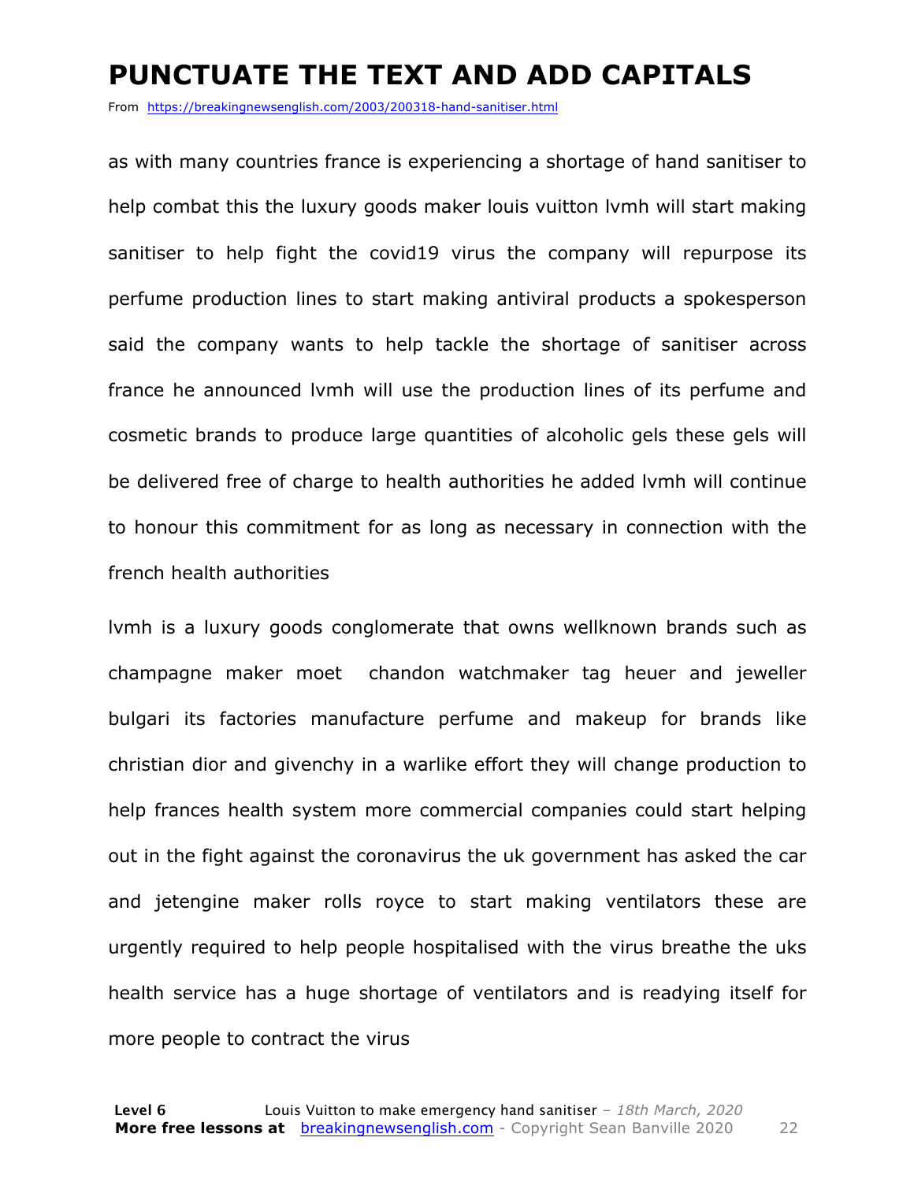# PUNCTUATE THE TEXT AND ADD CAPITALS

From https://breakingnewsenglish.com/2003/200318-hand-sanitiser.html

as with many countries france is experiencing a shortage of hand sanitiser to help combat this the luxury goods maker louis vuitton lvmh will start making sanitiser to help fight the covid19 virus the company will repurpose its perfume production lines to start making antiviral products a spokesperson said the company wants to help tackle the shortage of sanitiser across france he announced lvmh will use the production lines of its perfume and cosmetic brands to produce large quantities of alcoholic gels these gels will be delivered free of charge to health authorities he added lvmh will continue to honour this commitment for as long as necessary in connection with the french health authorities

lvmh is a luxury goods conglomerate that owns wellknown brands such as champagne maker moet  chandon watchmaker tag heuer and jeweller bulgari its factories manufacture perfume and makeup for brands like christian dior and givenchy in a warlike effort they will change production to help frances health system more commercial companies could start helping out in the fight against the coronavirus the uk government has asked the car and jetengine maker rolls royce to start making ventilators these are urgently required to help people hospitalised with the virus breathe the uks health service has a huge shortage of ventilators and is readying itself for more people to contract the virus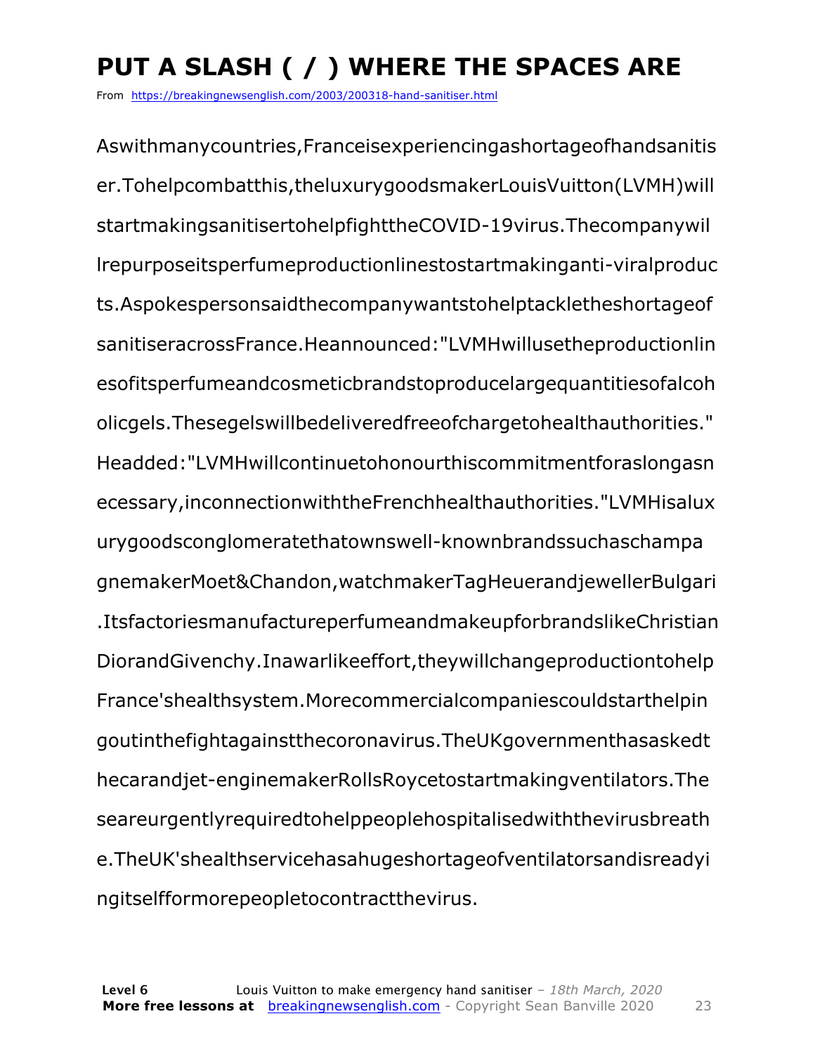# PUT A SLASH ( / ) WHERE THE SPACES ARE

From https://breakingnewsenglish.com/2003/200318-hand-sanitiser.html

Aswithmanycountries,Franceisexperiencingashortageofhandsanitis
er.Tohelpcombatthis,theluxurygoodsmakerLouisVuitton(LVMH)will
startmakingsanitisertohelpfighttheCOVID-19virus.Thecompanywil
lrepurposeitsperfumeproductionlinestostartmakinganti-viralproduc
ts.Aspokespersonsaidthecompanywantstohelptackletheshortageof
sanitiseracrossFrance.Heannounced:"LVMHwillusetheproductionlin
esofitsperfumeandcosmeticbrandstoproducelargequantitiesofalcoh
olicgels.Thesegelswillbedeliveredfreeofchargetohealthauthorities."
Headded:"LVMHwillcontinuetohonourthiscommitmentforaslongasn
ecessary,inconnectionwiththeFrenchhealthauthorities."LVMHisalux
urygoodsconglomeratethatownswell-knownbrandssuchaschampa
gnemakerMoet&Chandon,watchmakerTagHeuerandjewellerBulgari
.ItsfactoriesmanufactureperfumeandmakeupforbrandslikeChristian
DiorandGivenchy.Inawarlikeeffort,theywillchangeproductiontohelp
France'shealthsystem.Morecommercialcompaniescouldstarthelpin
goutinthefightagainstthecoronavirus.TheUKgovernmenthasaskedt
hecarandjet-enginemakerRollsRoycetostartmakingventilators.The
seareurgentlyrequiredtohelppeoplehospitalisedwiththevirusbreath
e.TheUK'shealthservicehasahugeshortageofventilatorsandisreadyi
ngitselfformorepeopletocontractthevirus.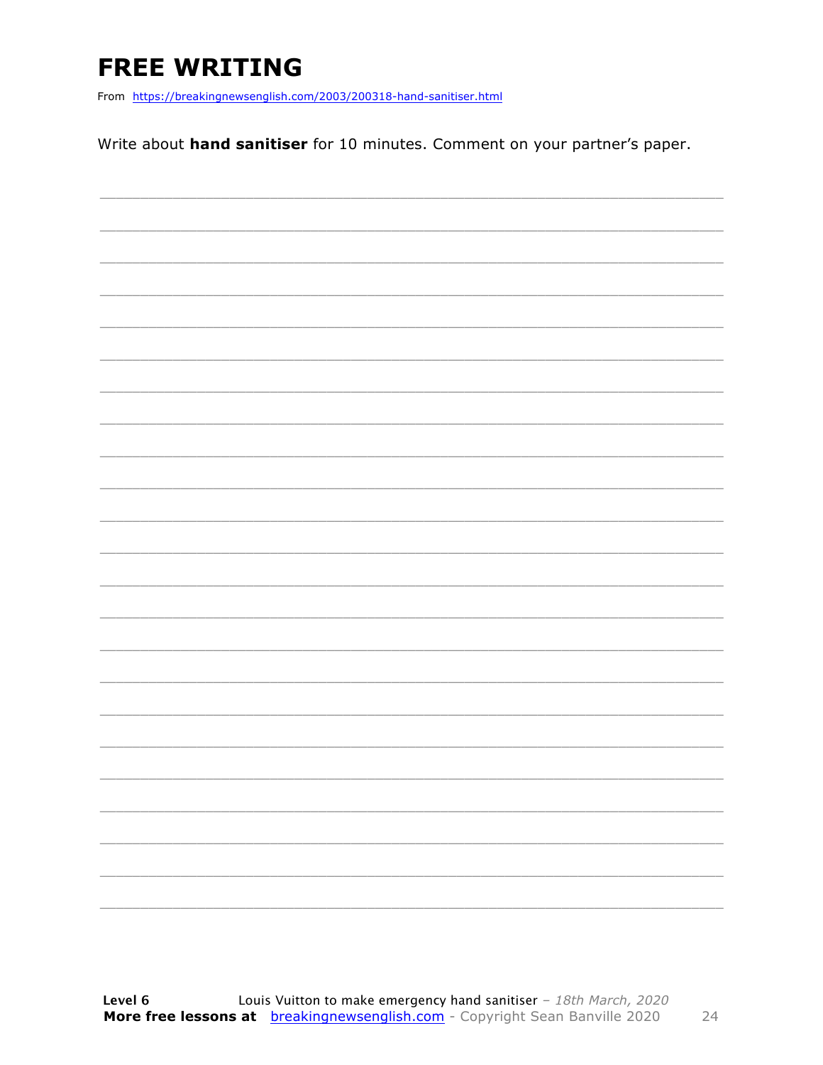# FREE WRITING

From https://breakingnewsenglish.com/2003/200318-hand-sanitiser.html

Write about **hand sanitiser** for 10 minutes. Comment on your partner's paper.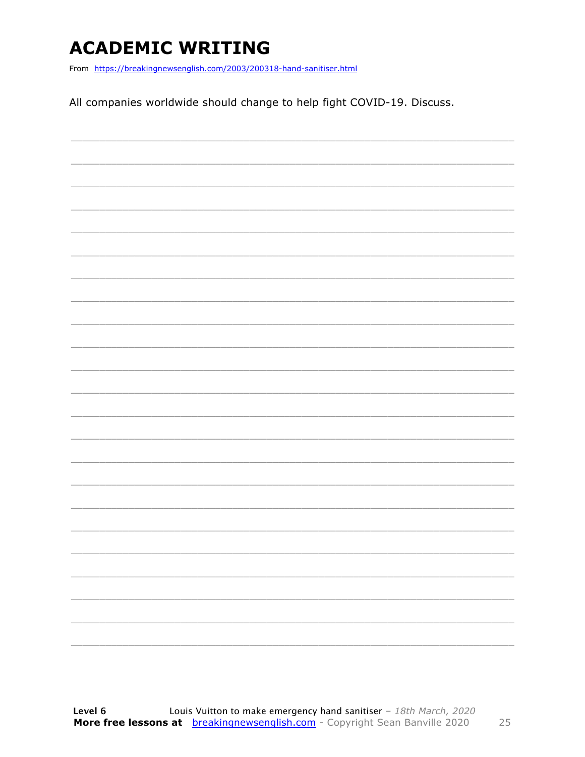# ACADEMIC WRITING

From https://breakingnewsenglish.com/2003/200318-hand-sanitiser.html

All companies worldwide should change to help fight COVID-19. Discuss.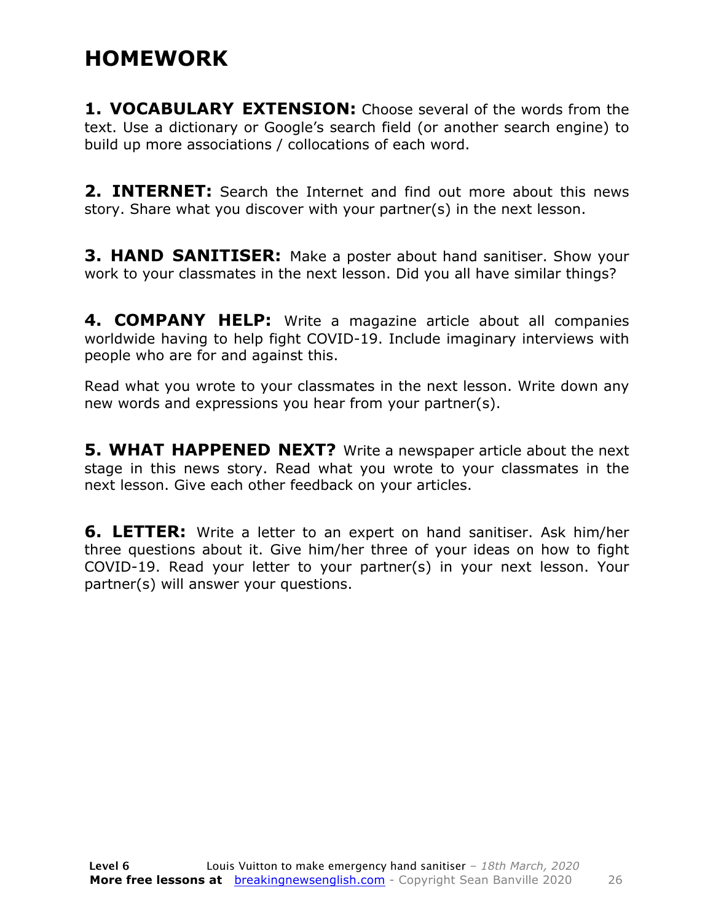# HOMEWORK

**1. VOCABULARY EXTENSION:** Choose several of the words from the text. Use a dictionary or Google's search field (or another search engine) to build up more associations / collocations of each word.

**2. INTERNET:** Search the Internet and find out more about this news story. Share what you discover with your partner(s) in the next lesson.

**3. HAND SANITISER:** Make a poster about hand sanitiser. Show your work to your classmates in the next lesson. Did you all have similar things?

**4. COMPANY HELP:** Write a magazine article about all companies worldwide having to help fight COVID-19. Include imaginary interviews with people who are for and against this.

Read what you wrote to your classmates in the next lesson. Write down any new words and expressions you hear from your partner(s).

**5. WHAT HAPPENED NEXT?** Write a newspaper article about the next stage in this news story. Read what you wrote to your classmates in the next lesson. Give each other feedback on your articles.

**6. LETTER:** Write a letter to an expert on hand sanitiser. Ask him/her three questions about it. Give him/her three of your ideas on how to fight COVID-19. Read your letter to your partner(s) in your next lesson. Your partner(s) will answer your questions.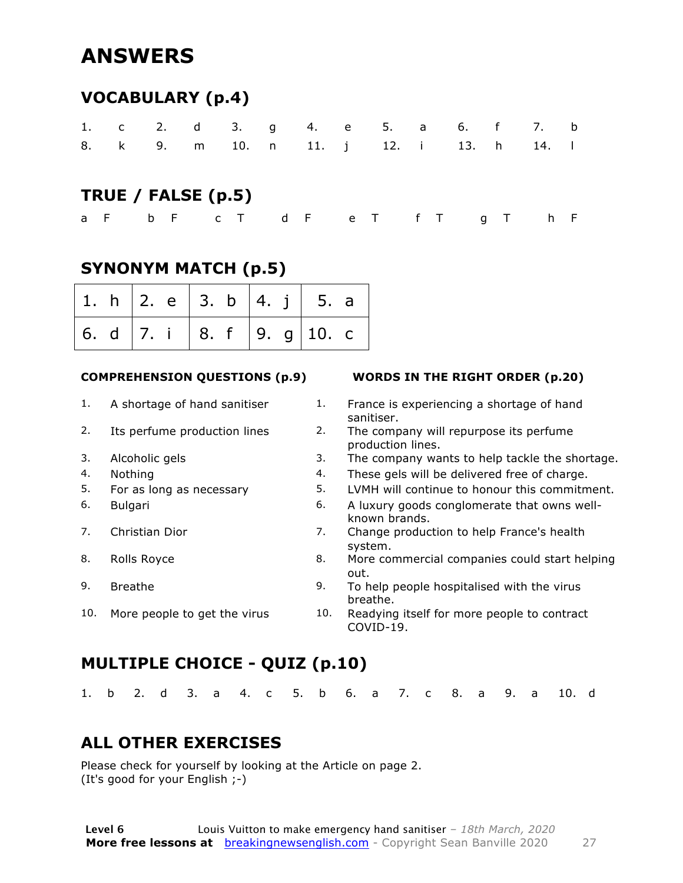# ANSWERS

## VOCABULARY (p.4)

1. c  2. d  3. g  4. e  5. a  6. f  7. b
8. k  9. m  10. n  11. j  12. i  13. h  14. l

## TRUE / FALSE (p.5)

a F  b F  c T  d F  e T  f T  g T  h F

## SYNONYM MATCH (p.5)

| | | | | |
|---|---|---|---|---|
| 1. h | 2. e | 3. b | 4. j | 5. a |
| 6. d | 7. i | 8. f | 9. g | 10. c |

### COMPREHENSION QUESTIONS (p.9)

1. A shortage of hand sanitiser
2. Its perfume production lines
3. Alcoholic gels
4. Nothing
5. For as long as necessary
6. Bulgari
7. Christian Dior
8. Rolls Royce
9. Breathe
10. More people to get the virus

### WORDS IN THE RIGHT ORDER (p.20)

1. France is experiencing a shortage of hand sanitiser.
2. The company will repurpose its perfume production lines.
3. The company wants to help tackle the shortage.
4. These gels will be delivered free of charge.
5. LVMH will continue to honour this commitment.
6. A luxury goods conglomerate that owns well-known brands.
7. Change production to help France's health system.
8. More commercial companies could start helping out.
9. To help people hospitalised with the virus breathe.
10. Readying itself for more people to contract COVID-19.

## MULTIPLE CHOICE - QUIZ (p.10)

1. b  2. d  3. a  4. c  5. b  6. a  7. c  8. a  9. a  10. d

## ALL OTHER EXERCISES

Please check for yourself by looking at the Article on page 2.
(It's good for your English ;-)